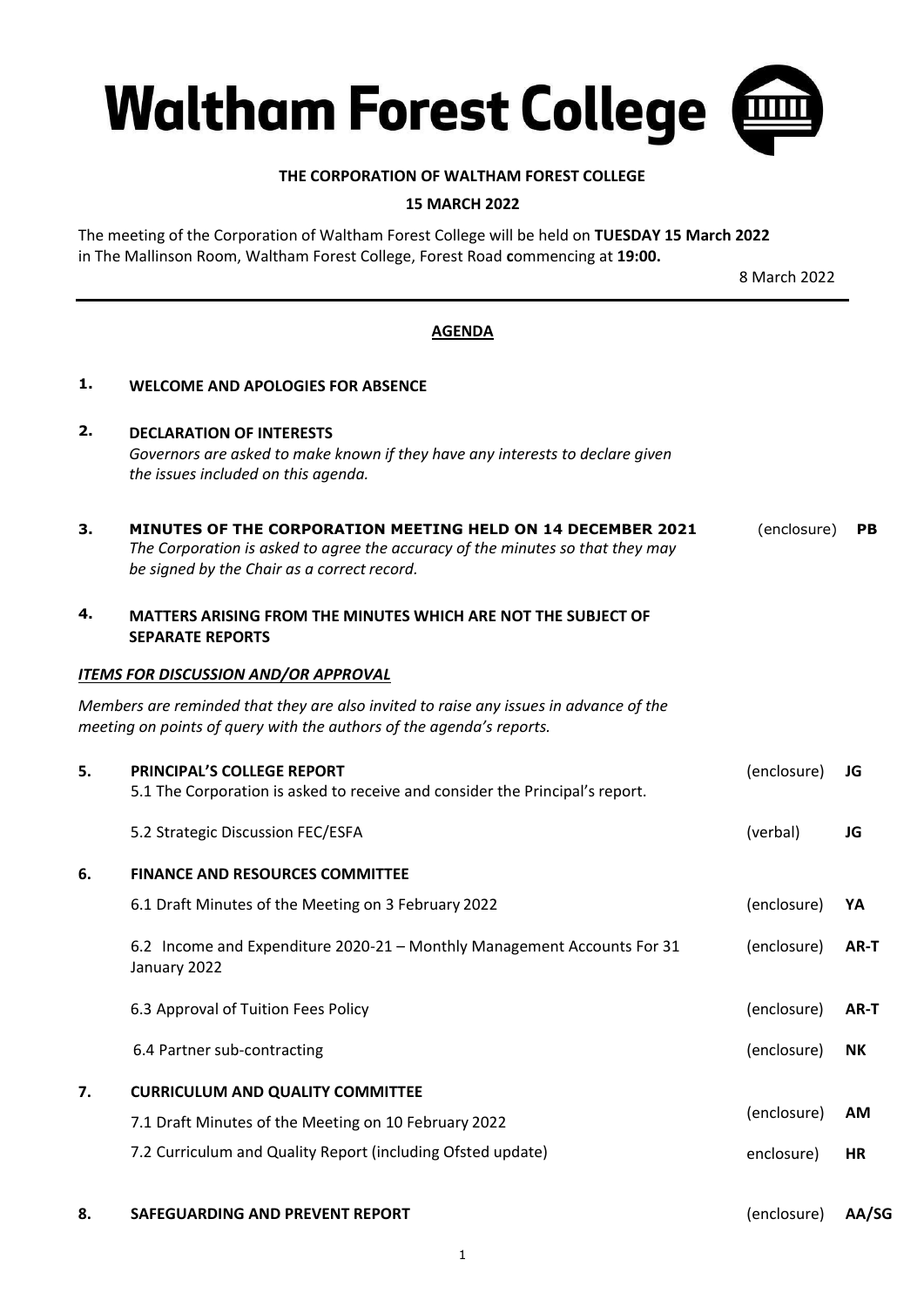# Waltham Forest College

**THE CORPORATION OF WALTHAM FOREST COLLEGE**

**15 MARCH 2022**

The meeting of the Corporation of Waltham Forest College will be held on **TUESDAY 15 March 2022** in The Mallinson Room, Waltham Forest College, Forest Road **c**ommencing at **19:00.**

8 March 2022

---

## AGENDA

**1. WELCOME AND APOLOGIES FOR ABSENCE**

**2. DECLARATION OF INTERESTS**
*Governors are asked to make known if they have any interests to declare given the issues included on this agenda.*

**3. MINUTES OF THE CORPORATION MEETING HELD ON 14 DECEMBER 2021** (enclosure) **PB**
*The Corporation is asked to agree the accuracy of the minutes so that they may be signed by the Chair as a correct record.*

**4. MATTERS ARISING FROM THE MINUTES WHICH ARE NOT THE SUBJECT OF SEPARATE REPORTS**

***ITEMS FOR DISCUSSION AND/OR APPROVAL***

*Members are reminded that they are also invited to raise any issues in advance of the meeting on points of query with the authors of the agenda's reports.*

| | | | |
|---|---|---|---|
| **5.** | **PRINCIPAL'S COLLEGE REPORT** 5.1 The Corporation is asked to receive and consider the Principal's report. | (enclosure) | **JG** |
| | 5.2 Strategic Discussion FEC/ESFA | (verbal) | **JG** |
| **6.** | **FINANCE AND RESOURCES COMMITTEE** | | |
| | 6.1 Draft Minutes of the Meeting on 3 February 2022 | (enclosure) | **YA** |
| | 6.2 Income and Expenditure 2020-21 – Monthly Management Accounts For 31 January 2022 | (enclosure) | **AR-T** |
| | 6.3 Approval of Tuition Fees Policy | (enclosure) | **AR-T** |
| | 6.4 Partner sub-contracting | (enclosure) | **NK** |
| **7.** | **CURRICULUM AND QUALITY COMMITTEE** | | |
| | 7.1 Draft Minutes of the Meeting on 10 February 2022 | (enclosure) | **AM** |
| | 7.2 Curriculum and Quality Report (including Ofsted update) | enclosure) | **HR** |
| **8.** | **SAFEGUARDING AND PREVENT REPORT** | (enclosure) | **AA/SG** |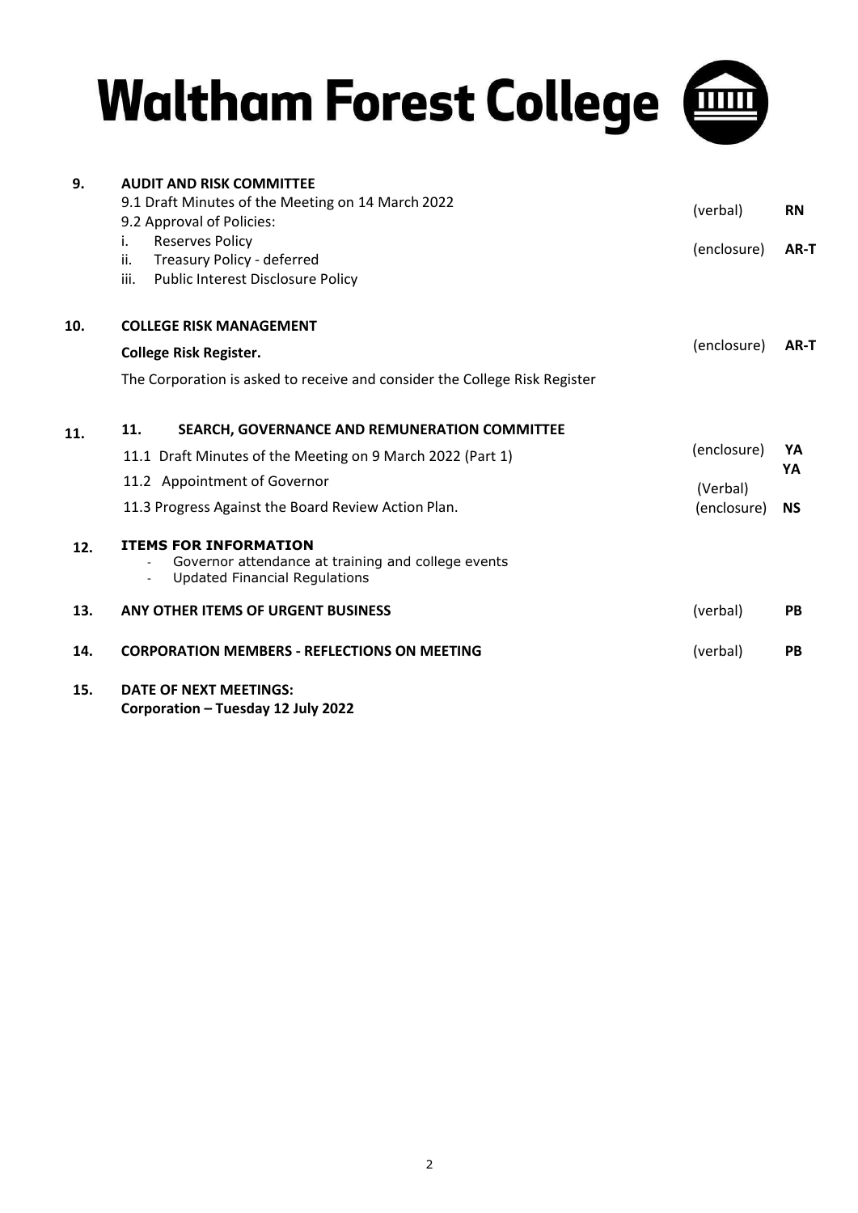# Waltham Forest College

| | | | |
|---|---|---|---|
| **9.** | **AUDIT AND RISK COMMITTEE** | | |
| | 9.1 Draft Minutes of the Meeting on 14 March 2022 | (verbal) | **RN** |
| | 9.2 Approval of Policies:<br>i. Reserves Policy<br>ii. Treasury Policy - deferred<br>iii. Public Interest Disclosure Policy | (enclosure) | **AR-T** |
| **10.** | **COLLEGE RISK MANAGEMENT** | | |
| | **College Risk Register.**<br>The Corporation is asked to receive and consider the College Risk Register | (enclosure) | **AR-T** |
| **11.** | **11. SEARCH, GOVERNANCE AND REMUNERATION COMMITTEE** | | |
| | 11.1 Draft Minutes of the Meeting on 9 March 2022 (Part 1) | (enclosure) | **YA** |
| | 11.2 Appointment of Governor | (Verbal) | **YA** |
| | 11.3 Progress Against the Board Review Action Plan. | (enclosure) | **NS** |
| **12.** | **ITEMS FOR INFORMATION**<br>- Governor attendance at training and college events<br>- Updated Financial Regulations | | |
| **13.** | **ANY OTHER ITEMS OF URGENT BUSINESS** | (verbal) | **PB** |
| **14.** | **CORPORATION MEMBERS - REFLECTIONS ON MEETING** | (verbal) | **PB** |
| **15.** | **DATE OF NEXT MEETINGS:**<br>**Corporation – Tuesday 12 July 2022** | | |